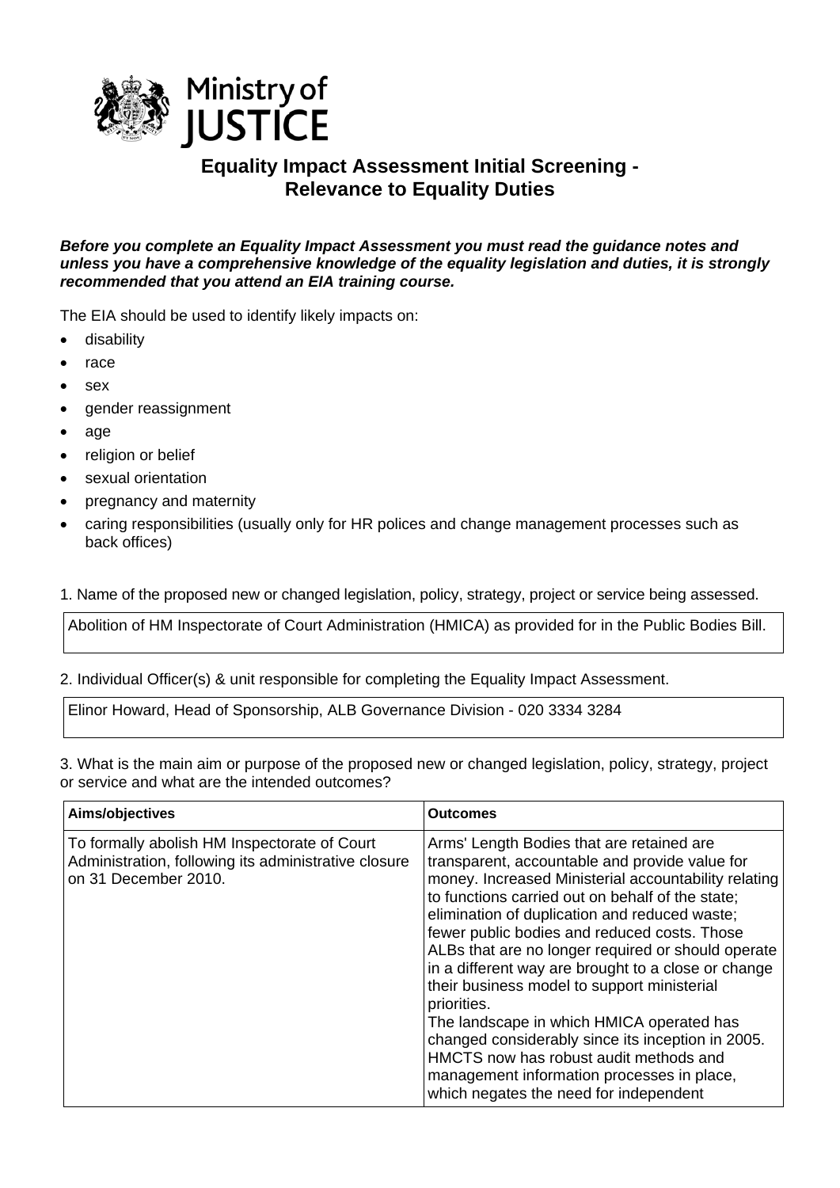Ministry of JUSTICE

# Equality Impact Assessment Initial Screening - Relevance to Equality Duties

***Before you complete an Equality Impact Assessment you must read the guidance notes and unless you have a comprehensive knowledge of the equality legislation and duties, it is strongly recommended that you attend an EIA training course.***

The EIA should be used to identify likely impacts on:

- disability
- race
- sex
- gender reassignment
- age
- religion or belief
- sexual orientation
- pregnancy and maternity
- caring responsibilities (usually only for HR polices and change management processes such as back offices)

1. Name of the proposed new or changed legislation, policy, strategy, project or service being assessed.

| Abolition of HM Inspectorate of Court Administration (HMICA) as provided for in the Public Bodies Bill. |
|---|

2. Individual Officer(s) & unit responsible for completing the Equality Impact Assessment.

| Elinor Howard, Head of Sponsorship, ALB Governance Division - 020 3334 3284 |
|---|

3. What is the main aim or purpose of the proposed new or changed legislation, policy, strategy, project or service and what are the intended outcomes?

| Aims/objectives | Outcomes |
|---|---|
| To formally abolish HM Inspectorate of Court Administration, following its administrative closure on 31 December 2010. | Arms' Length Bodies that are retained are transparent, accountable and provide value for money. Increased Ministerial accountability relating to functions carried out on behalf of the state; elimination of duplication and reduced waste; fewer public bodies and reduced costs. Those ALBs that are no longer required or should operate in a different way are brought to a close or change their business model to support ministerial priorities.<br>The landscape in which HMICA operated has changed considerably since its inception in 2005. HMCTS now has robust audit methods and management information processes in place, which negates the need for independent |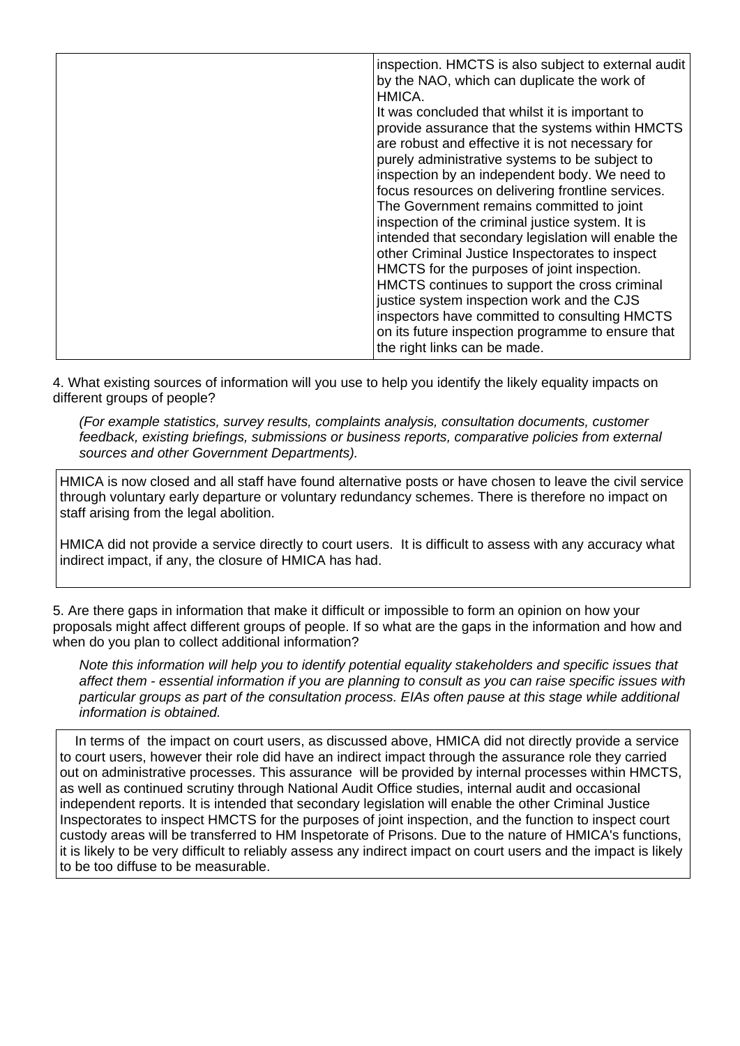| | |
|---|---|
| | inspection. HMCTS is also subject to external audit by the NAO, which can duplicate the work of HMICA.<br>It was concluded that whilst it is important to provide assurance that the systems within HMCTS are robust and effective it is not necessary for purely administrative systems to be subject to inspection by an independent body. We need to focus resources on delivering frontline services. The Government remains committed to joint inspection of the criminal justice system. It is intended that secondary legislation will enable the other Criminal Justice Inspectorates to inspect HMCTS for the purposes of joint inspection. HMCTS continues to support the cross criminal justice system inspection work and the CJS inspectors have committed to consulting HMCTS on its future inspection programme to ensure that the right links can be made. |

4. What existing sources of information will you use to help you identify the likely equality impacts on different groups of people?

*(For example statistics, survey results, complaints analysis, consultation documents, customer feedback, existing briefings, submissions or business reports, comparative policies from external sources and other Government Departments).*

| |
|---|
| HMICA is now closed and all staff have found alternative posts or have chosen to leave the civil service through voluntary early departure or voluntary redundancy schemes. There is therefore no impact on staff arising from the legal abolition.<br><br>HMICA did not provide a service directly to court users. It is difficult to assess with any accuracy what indirect impact, if any, the closure of HMICA has had. |

5. Are there gaps in information that make it difficult or impossible to form an opinion on how your proposals might affect different groups of people. If so what are the gaps in the information and how and when do you plan to collect additional information?

*Note this information will help you to identify potential equality stakeholders and specific issues that affect them - essential information if you are planning to consult as you can raise specific issues with particular groups as part of the consultation process. EIAs often pause at this stage while additional information is obtained.*

| |
|---|
| In terms of the impact on court users, as discussed above, HMICA did not directly provide a service to court users, however their role did have an indirect impact through the assurance role they carried out on administrative processes. This assurance will be provided by internal processes within HMCTS, as well as continued scrutiny through National Audit Office studies, internal audit and occasional independent reports. It is intended that secondary legislation will enable the other Criminal Justice Inspectorates to inspect HMCTS for the purposes of joint inspection, and the function to inspect court custody areas will be transferred to HM Inspetorate of Prisons. Due to the nature of HMICA's functions, it is likely to be very difficult to reliably assess any indirect impact on court users and the impact is likely to be too diffuse to be measurable. |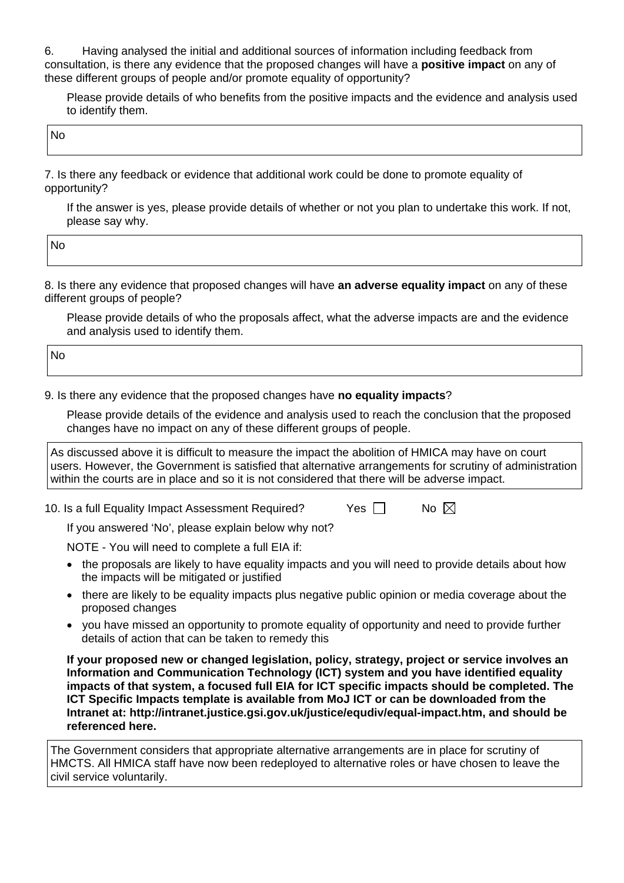6. Having analysed the initial and additional sources of information including feedback from consultation, is there any evidence that the proposed changes will have a **positive impact** on any of these different groups of people and/or promote equality of opportunity?

Please provide details of who benefits from the positive impacts and the evidence and analysis used to identify them.

| No |
|---|

7. Is there any feedback or evidence that additional work could be done to promote equality of opportunity?

If the answer is yes, please provide details of whether or not you plan to undertake this work. If not, please say why.

| No |
|---|

8. Is there any evidence that proposed changes will have **an adverse equality impact** on any of these different groups of people?

Please provide details of who the proposals affect, what the adverse impacts are and the evidence and analysis used to identify them.

| No |
|---|

9. Is there any evidence that the proposed changes have **no equality impacts**?

Please provide details of the evidence and analysis used to reach the conclusion that the proposed changes have no impact on any of these different groups of people.

| As discussed above it is difficult to measure the impact the abolition of HMICA may have on court users. However, the Government is satisfied that alternative arrangements for scrutiny of administration within the courts are in place and so it is not considered that there will be adverse impact. |
|---|

10. Is a full Equality Impact Assessment Required? Yes ☐ No ☒

If you answered 'No', please explain below why not?

NOTE - You will need to complete a full EIA if:

- the proposals are likely to have equality impacts and you will need to provide details about how the impacts will be mitigated or justified
- there are likely to be equality impacts plus negative public opinion or media coverage about the proposed changes
- you have missed an opportunity to promote equality of opportunity and need to provide further details of action that can be taken to remedy this

**If your proposed new or changed legislation, policy, strategy, project or service involves an Information and Communication Technology (ICT) system and you have identified equality impacts of that system, a focused full EIA for ICT specific impacts should be completed. The ICT Specific Impacts template is available from MoJ ICT or can be downloaded from the Intranet at: http://intranet.justice.gsi.gov.uk/justice/equdiv/equal-impact.htm, and should be referenced here.**

| The Government considers that appropriate alternative arrangements are in place for scrutiny of HMCTS. All HMICA staff have now been redeployed to alternative roles or have chosen to leave the civil service voluntarily. |
|---|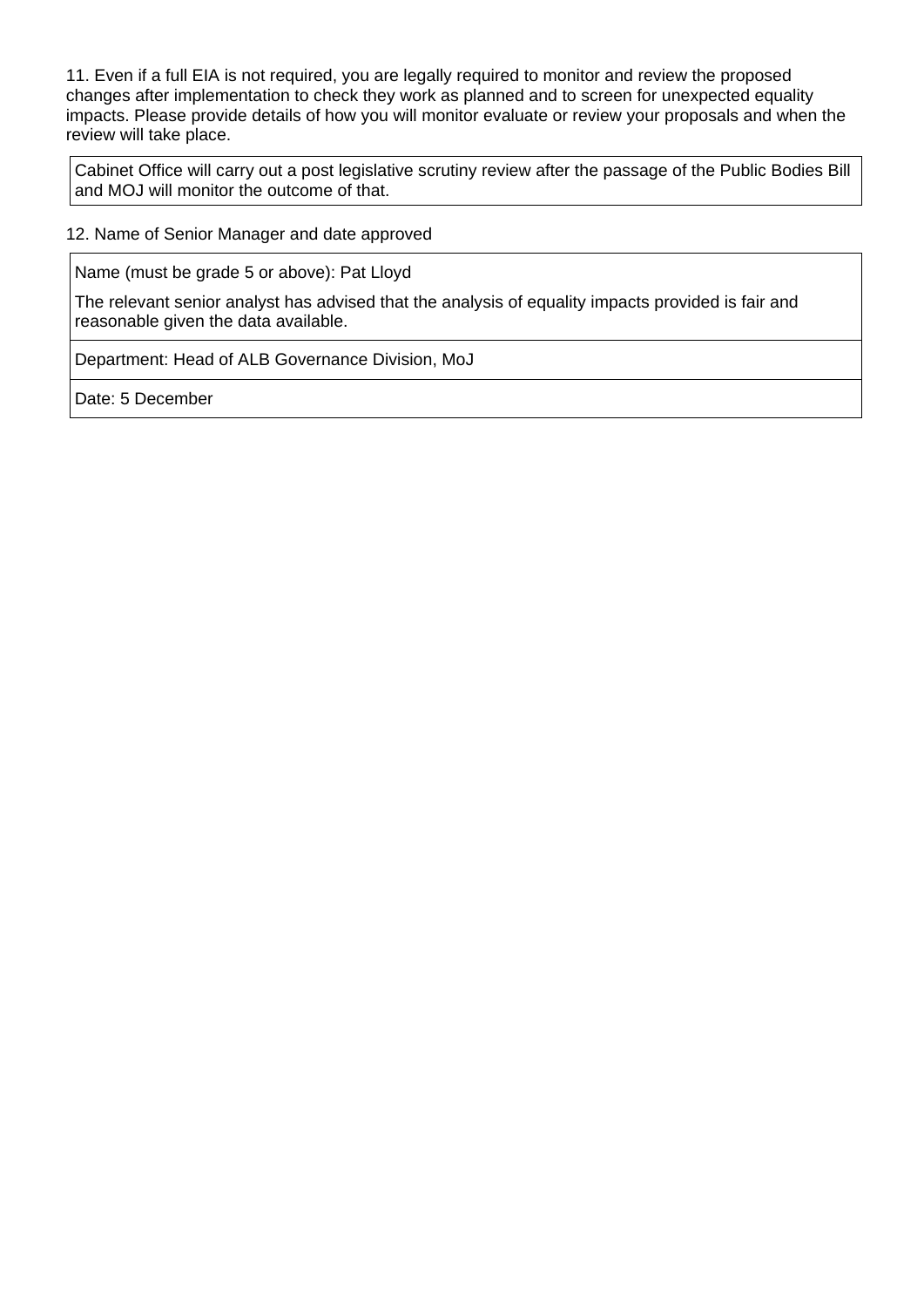11. Even if a full EIA is not required, you are legally required to monitor and review the proposed changes after implementation to check they work as planned and to screen for unexpected equality impacts. Please provide details of how you will monitor evaluate or review your proposals and when the review will take place.

| |
|---|
| Cabinet Office will carry out a post legislative scrutiny review after the passage of the Public Bodies Bill and MOJ will monitor the outcome of that. |

12. Name of Senior Manager and date approved

| |
|---|
| Name (must be grade 5 or above): Pat Lloyd<br><br>The relevant senior analyst has advised that the analysis of equality impacts provided is fair and reasonable given the data available. |
| Department: Head of ALB Governance Division, MoJ |
| Date: 5 December |